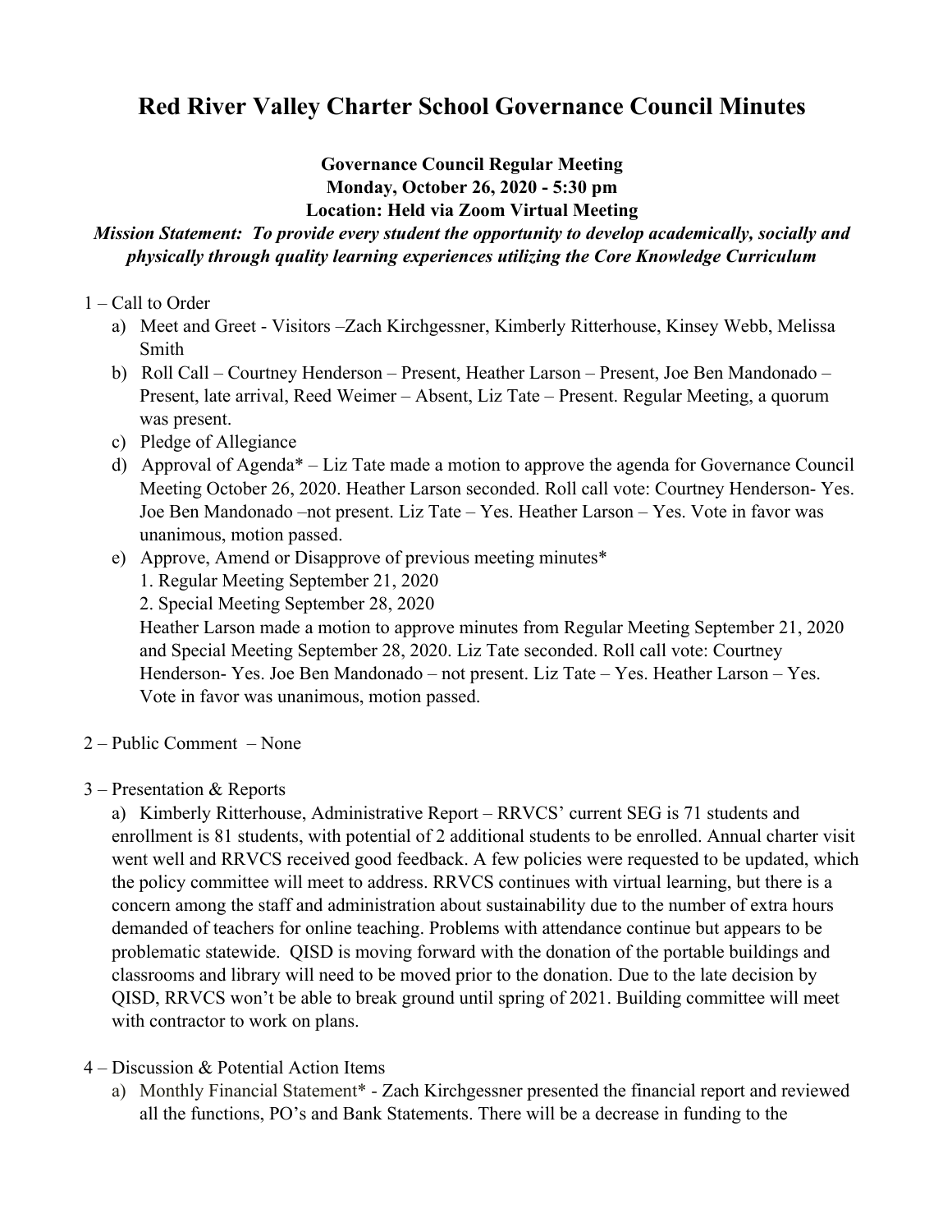# Red River Valley Charter School Governance Council Minutes

**Governance Council Regular Meeting**
**Monday, October 26, 2020 - 5:30 pm**
**Location: Held via Zoom Virtual Meeting**

***Mission Statement: To provide every student the opportunity to develop academically, socially and physically through quality learning experiences utilizing the Core Knowledge Curriculum***

1 – Call to Order

a) Meet and Greet - Visitors –Zach Kirchgessner, Kimberly Ritterhouse, Kinsey Webb, Melissa Smith

b) Roll Call – Courtney Henderson – Present, Heather Larson – Present, Joe Ben Mandonado – Present, late arrival, Reed Weimer – Absent, Liz Tate – Present. Regular Meeting, a quorum was present.

c) Pledge of Allegiance

d) Approval of Agenda* – Liz Tate made a motion to approve the agenda for Governance Council Meeting October 26, 2020. Heather Larson seconded. Roll call vote: Courtney Henderson- Yes. Joe Ben Mandonado –not present. Liz Tate – Yes. Heather Larson – Yes. Vote in favor was unanimous, motion passed.

e) Approve, Amend or Disapprove of previous meeting minutes*

1. Regular Meeting September 21, 2020
2. Special Meeting September 28, 2020

Heather Larson made a motion to approve minutes from Regular Meeting September 21, 2020 and Special Meeting September 28, 2020. Liz Tate seconded. Roll call vote: Courtney Henderson- Yes. Joe Ben Mandonado – not present. Liz Tate – Yes. Heather Larson – Yes. Vote in favor was unanimous, motion passed.

2 – Public Comment – None

3 – Presentation & Reports

a) Kimberly Ritterhouse, Administrative Report – RRVCS' current SEG is 71 students and enrollment is 81 students, with potential of 2 additional students to be enrolled. Annual charter visit went well and RRVCS received good feedback. A few policies were requested to be updated, which the policy committee will meet to address. RRVCS continues with virtual learning, but there is a concern among the staff and administration about sustainability due to the number of extra hours demanded of teachers for online teaching. Problems with attendance continue but appears to be problematic statewide. QISD is moving forward with the donation of the portable buildings and classrooms and library will need to be moved prior to the donation. Due to the late decision by QISD, RRVCS won't be able to break ground until spring of 2021. Building committee will meet with contractor to work on plans.

4 – Discussion & Potential Action Items

a) Monthly Financial Statement* - Zach Kirchgessner presented the financial report and reviewed all the functions, PO's and Bank Statements. There will be a decrease in funding to the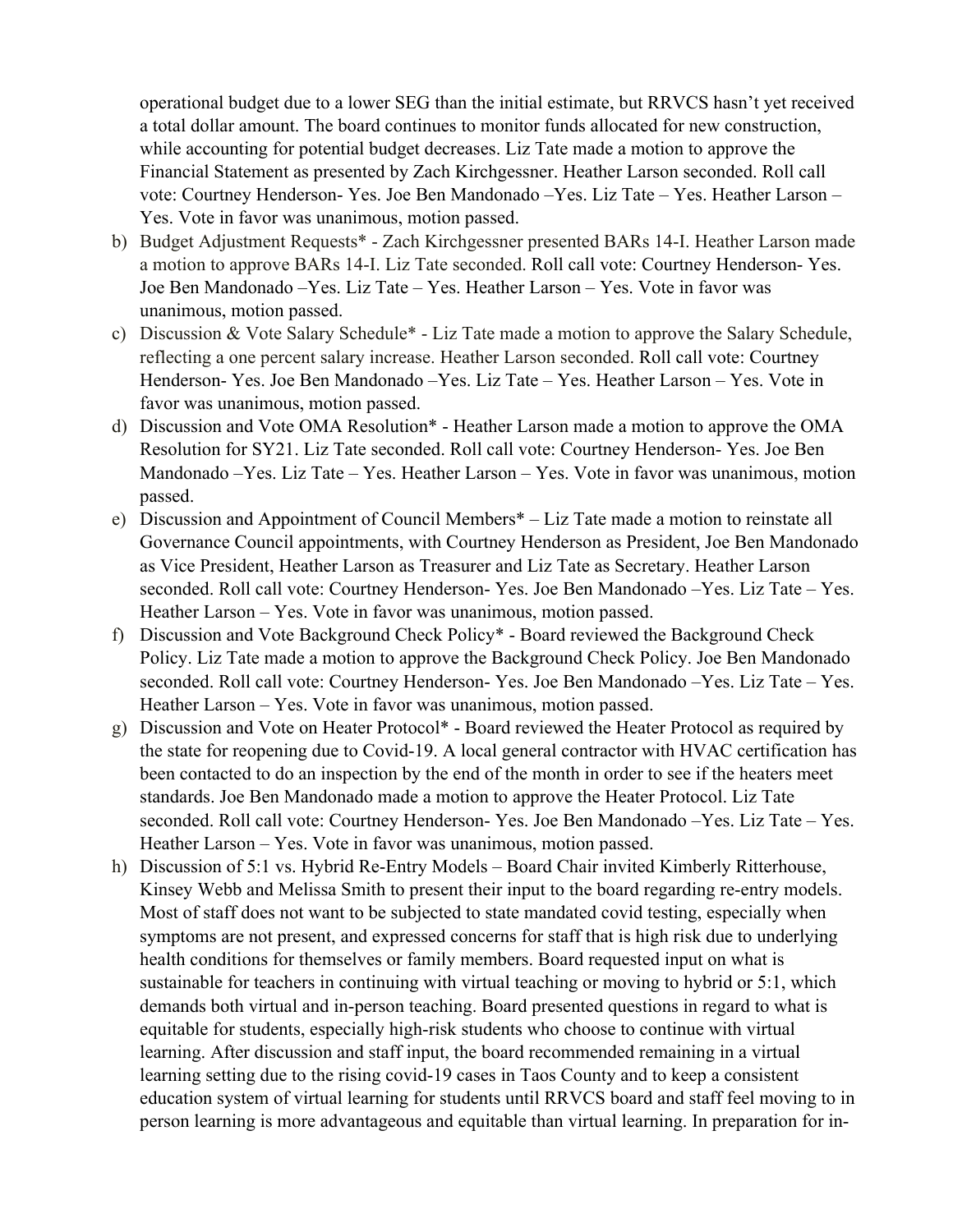operational budget due to a lower SEG than the initial estimate, but RRVCS hasn't yet received a total dollar amount. The board continues to monitor funds allocated for new construction, while accounting for potential budget decreases. Liz Tate made a motion to approve the Financial Statement as presented by Zach Kirchgessner. Heather Larson seconded. Roll call vote: Courtney Henderson- Yes. Joe Ben Mandonado –Yes. Liz Tate – Yes. Heather Larson – Yes. Vote in favor was unanimous, motion passed.

b) Budget Adjustment Requests* - Zach Kirchgessner presented BARs 14-I. Heather Larson made a motion to approve BARs 14-I. Liz Tate seconded. Roll call vote: Courtney Henderson- Yes. Joe Ben Mandonado –Yes. Liz Tate – Yes. Heather Larson – Yes. Vote in favor was unanimous, motion passed.

c) Discussion & Vote Salary Schedule* - Liz Tate made a motion to approve the Salary Schedule, reflecting a one percent salary increase. Heather Larson seconded. Roll call vote: Courtney Henderson- Yes. Joe Ben Mandonado –Yes. Liz Tate – Yes. Heather Larson – Yes. Vote in favor was unanimous, motion passed.

d) Discussion and Vote OMA Resolution* - Heather Larson made a motion to approve the OMA Resolution for SY21. Liz Tate seconded. Roll call vote: Courtney Henderson- Yes. Joe Ben Mandonado –Yes. Liz Tate – Yes. Heather Larson – Yes. Vote in favor was unanimous, motion passed.

e) Discussion and Appointment of Council Members* – Liz Tate made a motion to reinstate all Governance Council appointments, with Courtney Henderson as President, Joe Ben Mandonado as Vice President, Heather Larson as Treasurer and Liz Tate as Secretary. Heather Larson seconded. Roll call vote: Courtney Henderson- Yes. Joe Ben Mandonado –Yes. Liz Tate – Yes. Heather Larson – Yes. Vote in favor was unanimous, motion passed.

f) Discussion and Vote Background Check Policy* - Board reviewed the Background Check Policy. Liz Tate made a motion to approve the Background Check Policy. Joe Ben Mandonado seconded. Roll call vote: Courtney Henderson- Yes. Joe Ben Mandonado –Yes. Liz Tate – Yes. Heather Larson – Yes. Vote in favor was unanimous, motion passed.

g) Discussion and Vote on Heater Protocol* - Board reviewed the Heater Protocol as required by the state for reopening due to Covid-19. A local general contractor with HVAC certification has been contacted to do an inspection by the end of the month in order to see if the heaters meet standards. Joe Ben Mandonado made a motion to approve the Heater Protocol. Liz Tate seconded. Roll call vote: Courtney Henderson- Yes. Joe Ben Mandonado –Yes. Liz Tate – Yes. Heather Larson – Yes. Vote in favor was unanimous, motion passed.

h) Discussion of 5:1 vs. Hybrid Re-Entry Models – Board Chair invited Kimberly Ritterhouse, Kinsey Webb and Melissa Smith to present their input to the board regarding re-entry models. Most of staff does not want to be subjected to state mandated covid testing, especially when symptoms are not present, and expressed concerns for staff that is high risk due to underlying health conditions for themselves or family members. Board requested input on what is sustainable for teachers in continuing with virtual teaching or moving to hybrid or 5:1, which demands both virtual and in-person teaching. Board presented questions in regard to what is equitable for students, especially high-risk students who choose to continue with virtual learning. After discussion and staff input, the board recommended remaining in a virtual learning setting due to the rising covid-19 cases in Taos County and to keep a consistent education system of virtual learning for students until RRVCS board and staff feel moving to in person learning is more advantageous and equitable than virtual learning. In preparation for in-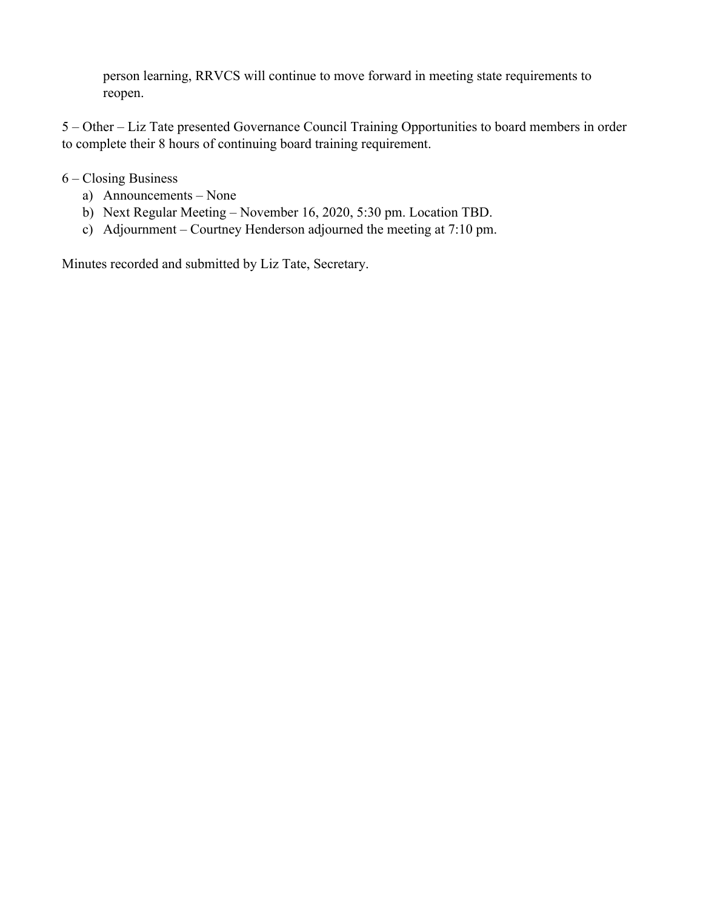person learning, RRVCS will continue to move forward in meeting state requirements to reopen.

5 – Other – Liz Tate presented Governance Council Training Opportunities to board members in order to complete their 8 hours of continuing board training requirement.

6 – Closing Business

a) Announcements – None
b) Next Regular Meeting – November 16, 2020, 5:30 pm. Location TBD.
c) Adjournment – Courtney Henderson adjourned the meeting at 7:10 pm.

Minutes recorded and submitted by Liz Tate, Secretary.